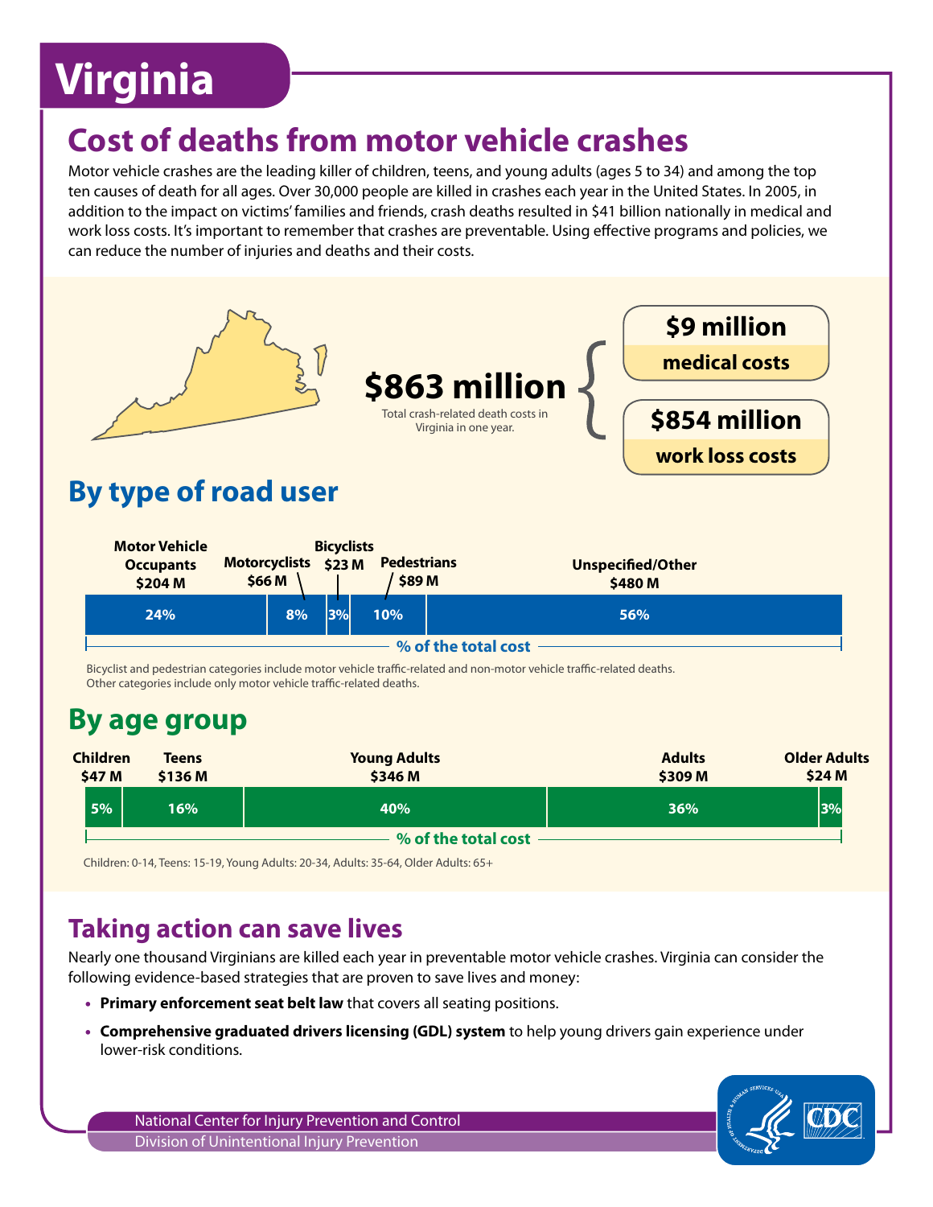# Virginia

## Cost of deaths from motor vehicle crashes

Motor vehicle crashes are the leading killer of children, teens, and young adults (ages 5 to 34) and among the top ten causes of death for all ages. Over 30,000 people are killed in crashes each year in the United States. In 2005, in addition to the impact on victims' families and friends, crash deaths resulted in $41 billion nationally in medical and work loss costs. It's important to remember that crashes are preventable. Using effective programs and policies, we can reduce the number of injuries and deaths and their costs.

**$863 million**
Total crash-related death costs in Virginia in one year.

- **$9 million** medical costs
- **$854 million** work loss costs

## By type of road user

| Motor Vehicle Occupants | Motorcyclists | Bicyclists | Pedestrians | Unspecified/Other |
|---|---|---|---|---|
| $204 M | $66 M | $23 M | $89 M | $480 M |
| 24% | 8% | 3% | 10% | 56% |

% of the total cost

Bicyclist and pedestrian categories include motor vehicle traffic-related and non-motor vehicle traffic-related deaths. Other categories include only motor vehicle traffic-related deaths.

## By age group

| Children | Teens | Young Adults | Adults | Older Adults |
|---|---|---|---|---|
| $47 M | $136 M | $346 M | $309 M | $24 M |
| 5% | 16% | 40% | 36% | 3% |

% of the total cost

Children: 0-14, Teens: 15-19, Young Adults: 20-34, Adults: 35-64, Older Adults: 65+

## Taking action can save lives

Nearly one thousand Virginians are killed each year in preventable motor vehicle crashes. Virginia can consider the following evidence-based strategies that are proven to save lives and money:

- **Primary enforcement seat belt law** that covers all seating positions.
- **Comprehensive graduated drivers licensing (GDL) system** to help young drivers gain experience under lower-risk conditions.

National Center for Injury Prevention and Control
Division of Unintentional Injury Prevention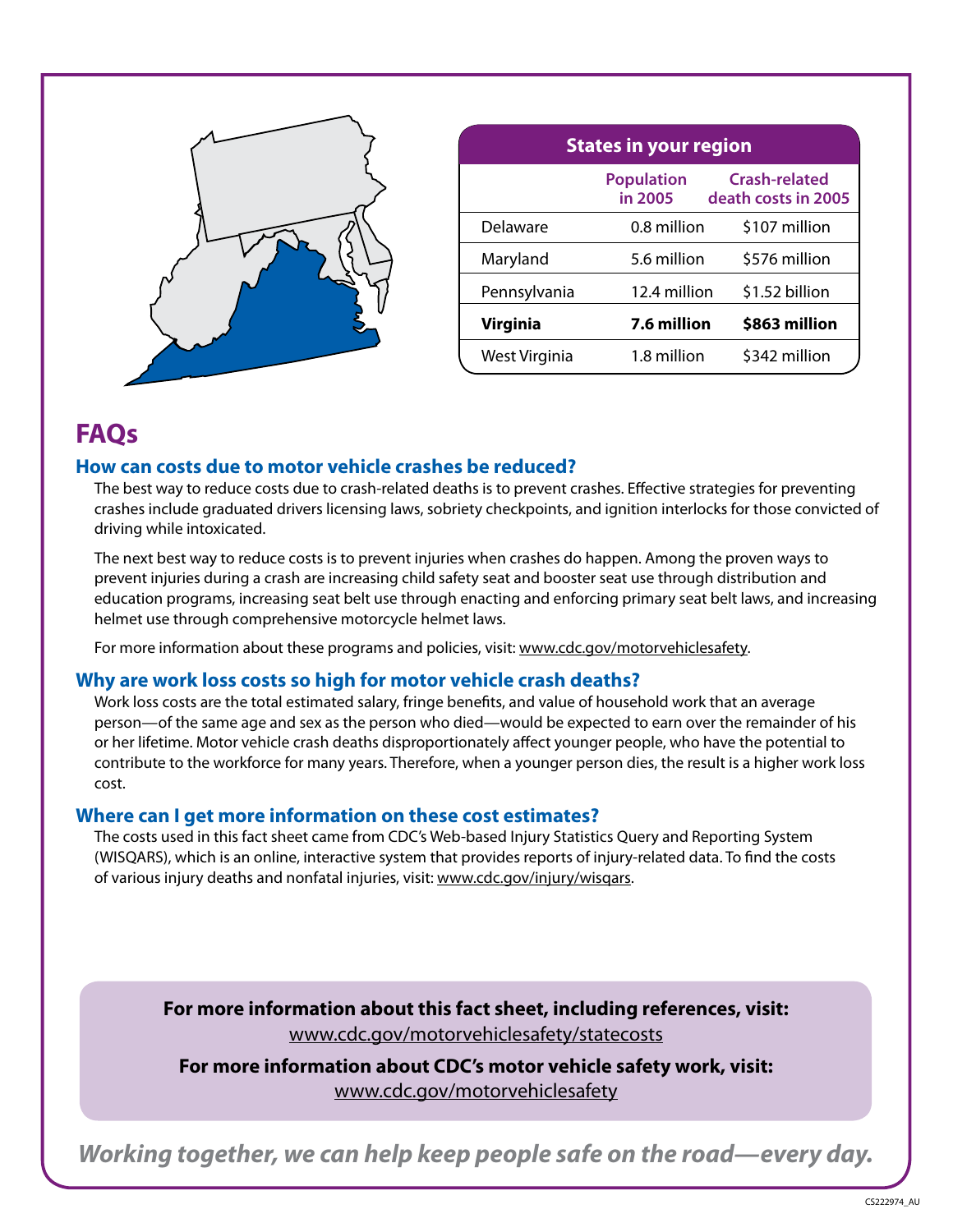| States in your region | | |
|---|---|---|
| | Population in 2005 | Crash-related death costs in 2005 |
| Delaware | 0.8 million | $107 million |
| Maryland | 5.6 million | $576 million |
| Pennsylvania | 12.4 million | $1.52 billion |
| **Virginia** | **7.6 million** | **$863 million** |
| West Virginia | 1.8 million | $342 million |

# FAQs

### How can costs due to motor vehicle crashes be reduced?

The best way to reduce costs due to crash-related deaths is to prevent crashes. Effective strategies for preventing crashes include graduated drivers licensing laws, sobriety checkpoints, and ignition interlocks for those convicted of driving while intoxicated.

The next best way to reduce costs is to prevent injuries when crashes do happen. Among the proven ways to prevent injuries during a crash are increasing child safety seat and booster seat use through distribution and education programs, increasing seat belt use through enacting and enforcing primary seat belt laws, and increasing helmet use through comprehensive motorcycle helmet laws.

For more information about these programs and policies, visit: www.cdc.gov/motorvehiclesafety.

### Why are work loss costs so high for motor vehicle crash deaths?

Work loss costs are the total estimated salary, fringe benefits, and value of household work that an average person—of the same age and sex as the person who died—would be expected to earn over the remainder of his or her lifetime. Motor vehicle crash deaths disproportionately affect younger people, who have the potential to contribute to the workforce for many years. Therefore, when a younger person dies, the result is a higher work loss cost.

### Where can I get more information on these cost estimates?

The costs used in this fact sheet came from CDC's Web-based Injury Statistics Query and Reporting System (WISQARS), which is an online, interactive system that provides reports of injury-related data. To find the costs of various injury deaths and nonfatal injuries, visit: www.cdc.gov/injury/wisqars.

**For more information about this fact sheet, including references, visit:**
www.cdc.gov/motorvehiclesafety/statecosts

**For more information about CDC's motor vehicle safety work, visit:**
www.cdc.gov/motorvehiclesafety

***Working together, we can help keep people safe on the road—every day.***

CS222974_AU